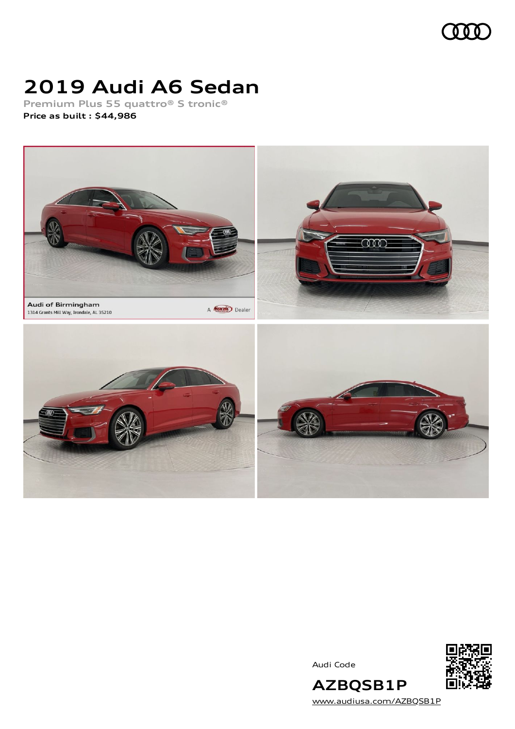# 2019 Audi A6 Sedan

**Premium Plus 55 quattro® S tronic®**

**Price as built : $44,986**

Audi of Birmingham
1314 Grants Mill Way, Irondale, AL 35210

A Sonic Dealer

Audi Code

**AZBQSB1P**

www.audiusa.com/AZBQSB1P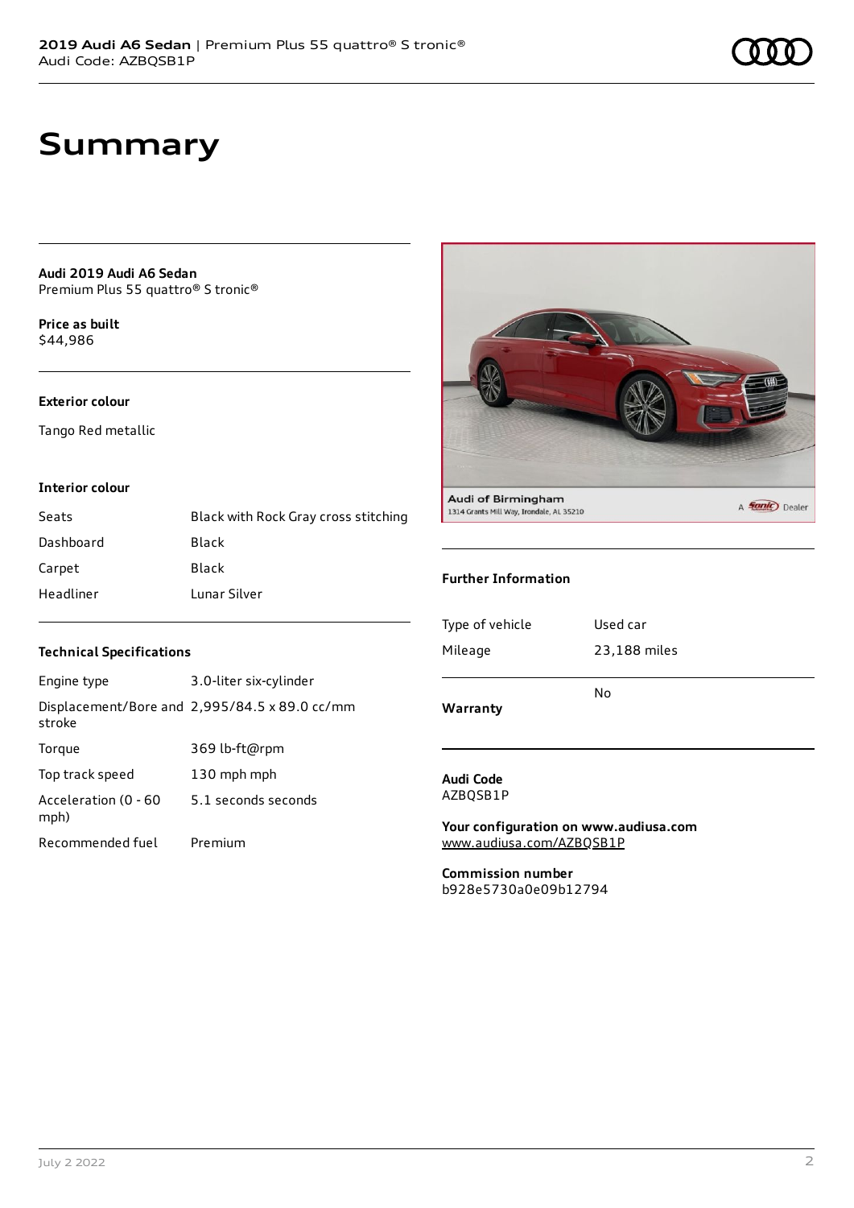# Summary

**Audi 2019 Audi A6 Sedan**
Premium Plus 55 quattro® S tronic®

**Price as built**
$44,986

### Exterior colour

Tango Red metallic

### Interior colour

| | |
|---|---|
| Seats | Black with Rock Gray cross stitching |
| Dashboard | Black |
| Carpet | Black |
| Headliner | Lunar Silver |

### Technical Specifications

| | |
|---|---|
| Engine type | 3.0-liter six-cylinder |
| Displacement/Bore and stroke | 2,995/84.5 x 89.0 cc/mm |
| Torque | 369 lb-ft@rpm |
| Top track speed | 130 mph mph |
| Acceleration (0 - 60 mph) | 5.1 seconds seconds |
| Recommended fuel | Premium |

Audi of Birmingham
1314 Grants Mill Way, Irondale, AL 35210
A Sonic Dealer

### Further Information

| | |
|---|---|
| Type of vehicle | Used car |
| Mileage | 23,188 miles |
| **Warranty** | No |

**Audi Code**
AZBQSB1P

**Your configuration on www.audiusa.com**
www.audiusa.com/AZBQSB1P

**Commission number**
b928e5730a0e09b12794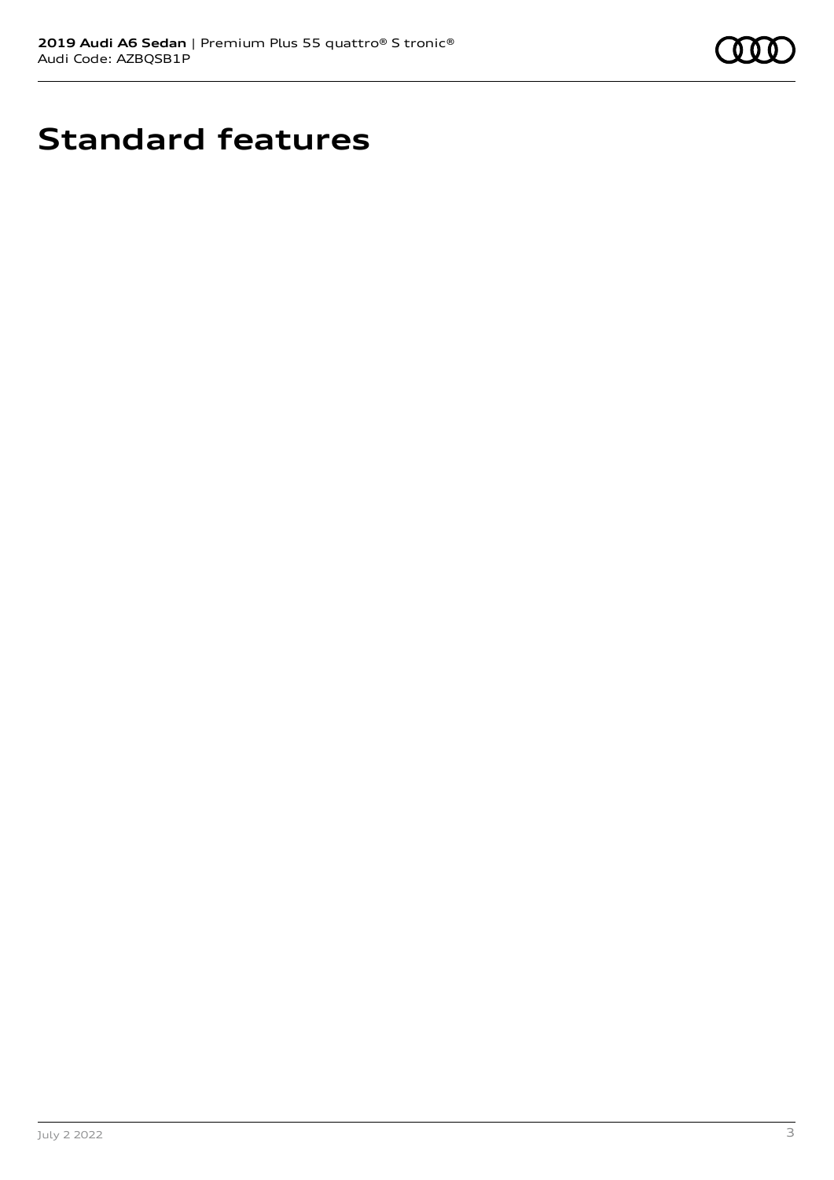# Standard features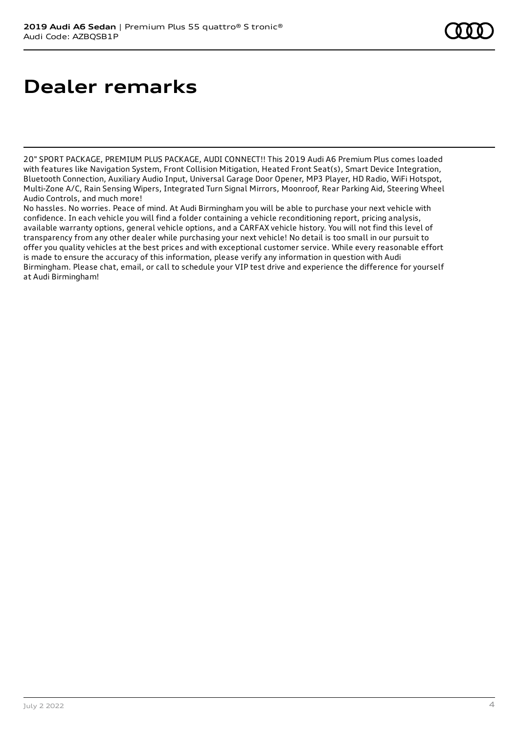# Dealer remarks

20" SPORT PACKAGE, PREMIUM PLUS PACKAGE, AUDI CONNECT!! This 2019 Audi A6 Premium Plus comes loaded with features like Navigation System, Front Collision Mitigation, Heated Front Seat(s), Smart Device Integration, Bluetooth Connection, Auxiliary Audio Input, Universal Garage Door Opener, MP3 Player, HD Radio, WiFi Hotspot, Multi-Zone A/C, Rain Sensing Wipers, Integrated Turn Signal Mirrors, Moonroof, Rear Parking Aid, Steering Wheel Audio Controls, and much more!

No hassles. No worries. Peace of mind. At Audi Birmingham you will be able to purchase your next vehicle with confidence. In each vehicle you will find a folder containing a vehicle reconditioning report, pricing analysis, available warranty options, general vehicle options, and a CARFAX vehicle history. You will not find this level of transparency from any other dealer while purchasing your next vehicle! No detail is too small in our pursuit to offer you quality vehicles at the best prices and with exceptional customer service. While every reasonable effort is made to ensure the accuracy of this information, please verify any information in question with Audi Birmingham. Please chat, email, or call to schedule your VIP test drive and experience the difference for yourself at Audi Birmingham!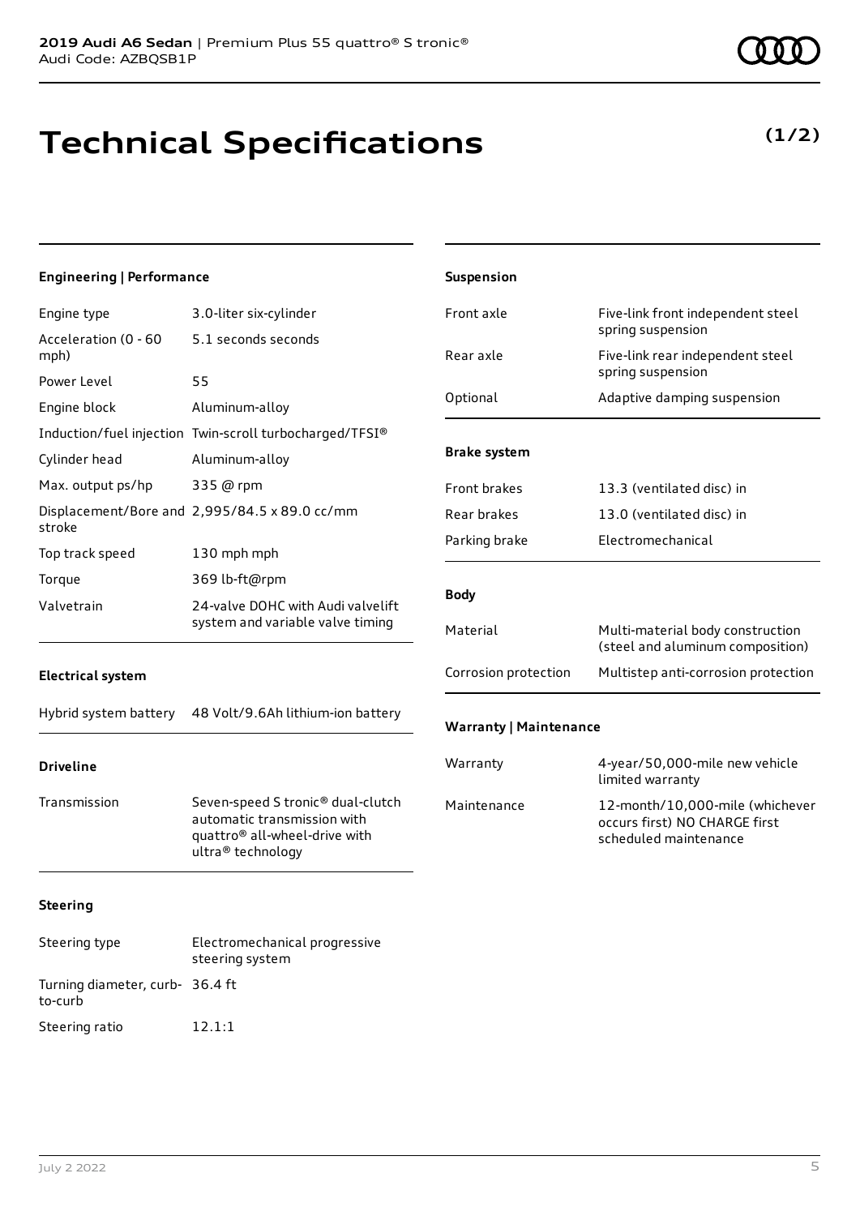**2019 Audi A6 Sedan** | Premium Plus 55 quattro® S tronic®
Audi Code: AZBQSB1P

# Technical Specifications

**(1/2)**

### Engineering | Performance

| | |
|---|---|
| Engine type | 3.0-liter six-cylinder |
| Acceleration (0 - 60 mph) | 5.1 seconds seconds |
| Power Level | 55 |
| Engine block | Aluminum-alloy |
| Induction/fuel injection | Twin-scroll turbocharged/TFSI® |
| Cylinder head | Aluminum-alloy |
| Max. output ps/hp | 335 @ rpm |
| Displacement/Bore and stroke | 2,995/84.5 x 89.0 cc/mm |
| Top track speed | 130 mph mph |
| Torque | 369 lb-ft@rpm |
| Valvetrain | 24-valve DOHC with Audi valvelift system and variable valve timing |

### Electrical system

| | |
|---|---|
| Hybrid system battery | 48 Volt/9.6Ah lithium-ion battery |

### Driveline

| | |
|---|---|
| Transmission | Seven-speed S tronic® dual-clutch automatic transmission with quattro® all-wheel-drive with ultra® technology |

### Steering

| | |
|---|---|
| Steering type | Electromechanical progressive steering system |
| Turning diameter, curb-to-curb | 36.4 ft |
| Steering ratio | 12.1:1 |

### Suspension

| | |
|---|---|
| Front axle | Five-link front independent steel spring suspension |
| Rear axle | Five-link rear independent steel spring suspension |
| Optional | Adaptive damping suspension |

### Brake system

| | |
|---|---|
| Front brakes | 13.3 (ventilated disc) in |
| Rear brakes | 13.0 (ventilated disc) in |
| Parking brake | Electromechanical |

### Body

| | |
|---|---|
| Material | Multi-material body construction (steel and aluminum composition) |
| Corrosion protection | Multistep anti-corrosion protection |

### Warranty | Maintenance

| | |
|---|---|
| Warranty | 4-year/50,000-mile new vehicle limited warranty |
| Maintenance | 12-month/10,000-mile (whichever occurs first) NO CHARGE first scheduled maintenance |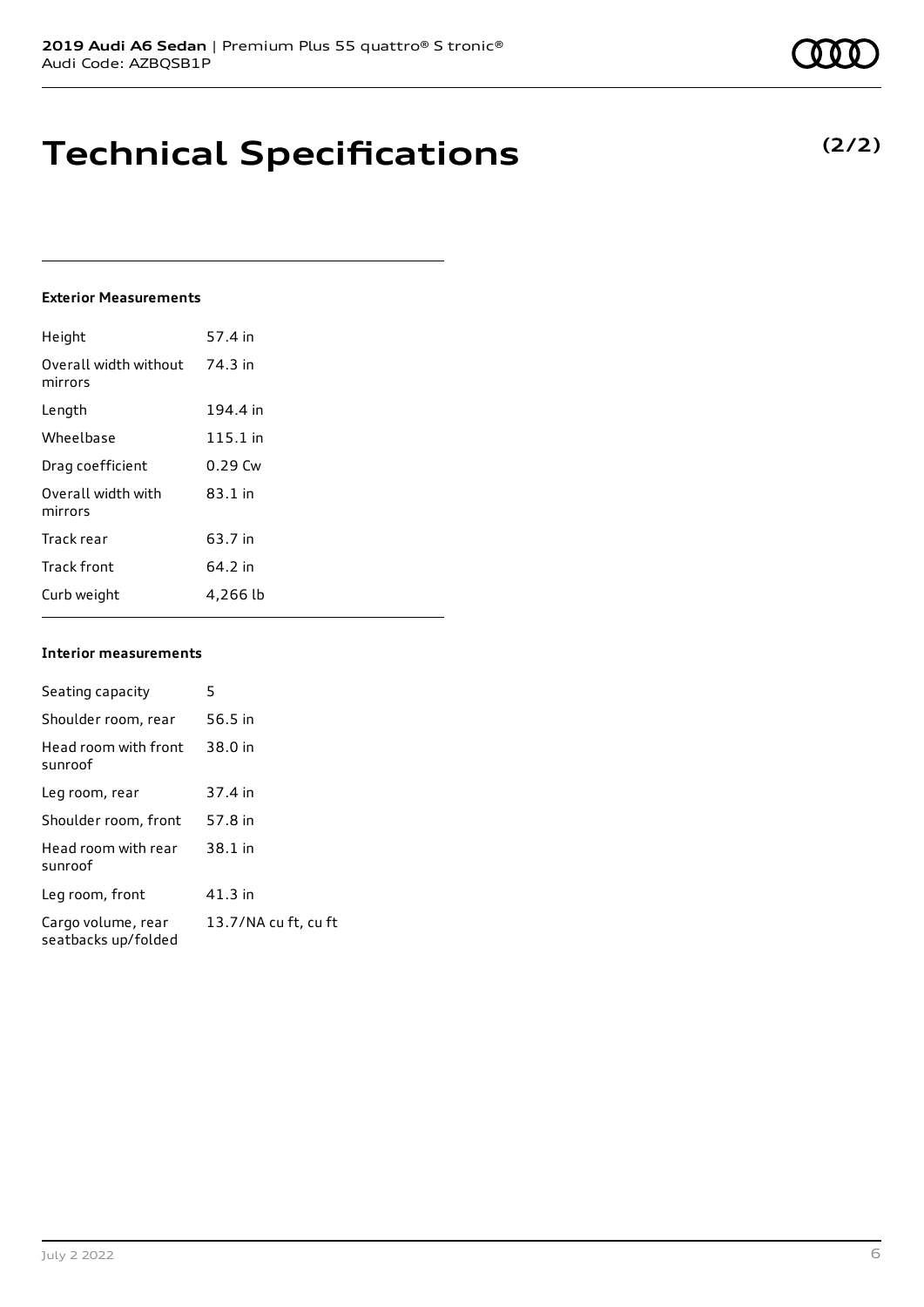# Technical Specifications

**(2/2)**

### Exterior Measurements

| | |
|---|---|
| Height | 57.4 in |
| Overall width without mirrors | 74.3 in |
| Length | 194.4 in |
| Wheelbase | 115.1 in |
| Drag coefficient | 0.29 Cw |
| Overall width with mirrors | 83.1 in |
| Track rear | 63.7 in |
| Track front | 64.2 in |
| Curb weight | 4,266 lb |

### Interior measurements

| | |
|---|---|
| Seating capacity | 5 |
| Shoulder room, rear | 56.5 in |
| Head room with front sunroof | 38.0 in |
| Leg room, rear | 37.4 in |
| Shoulder room, front | 57.8 in |
| Head room with rear sunroof | 38.1 in |
| Leg room, front | 41.3 in |
| Cargo volume, rear seatbacks up/folded | 13.7/NA cu ft, cu ft |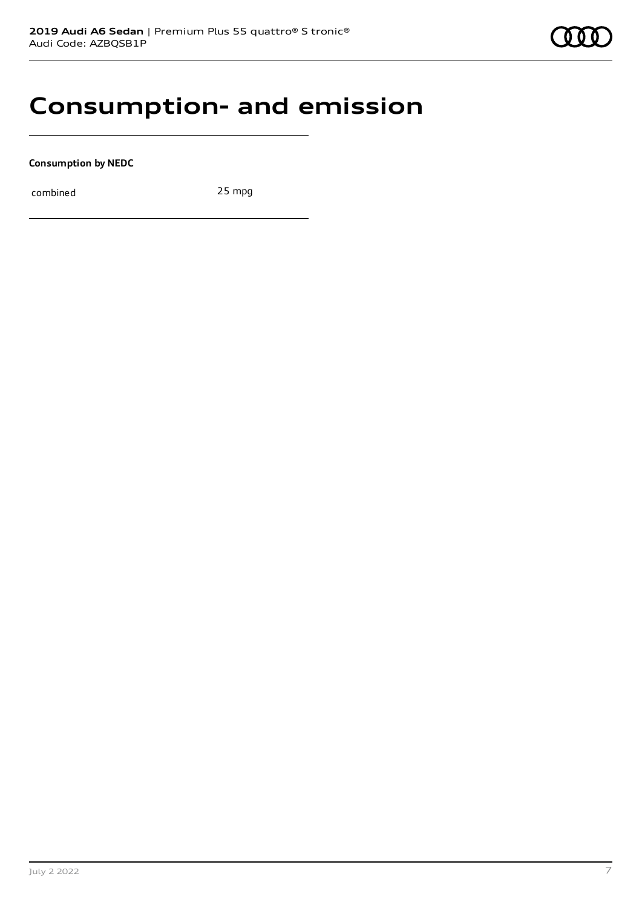# Consumption- and emission

**Consumption by NEDC**

| combined | 25 mpg |
| --- | --- |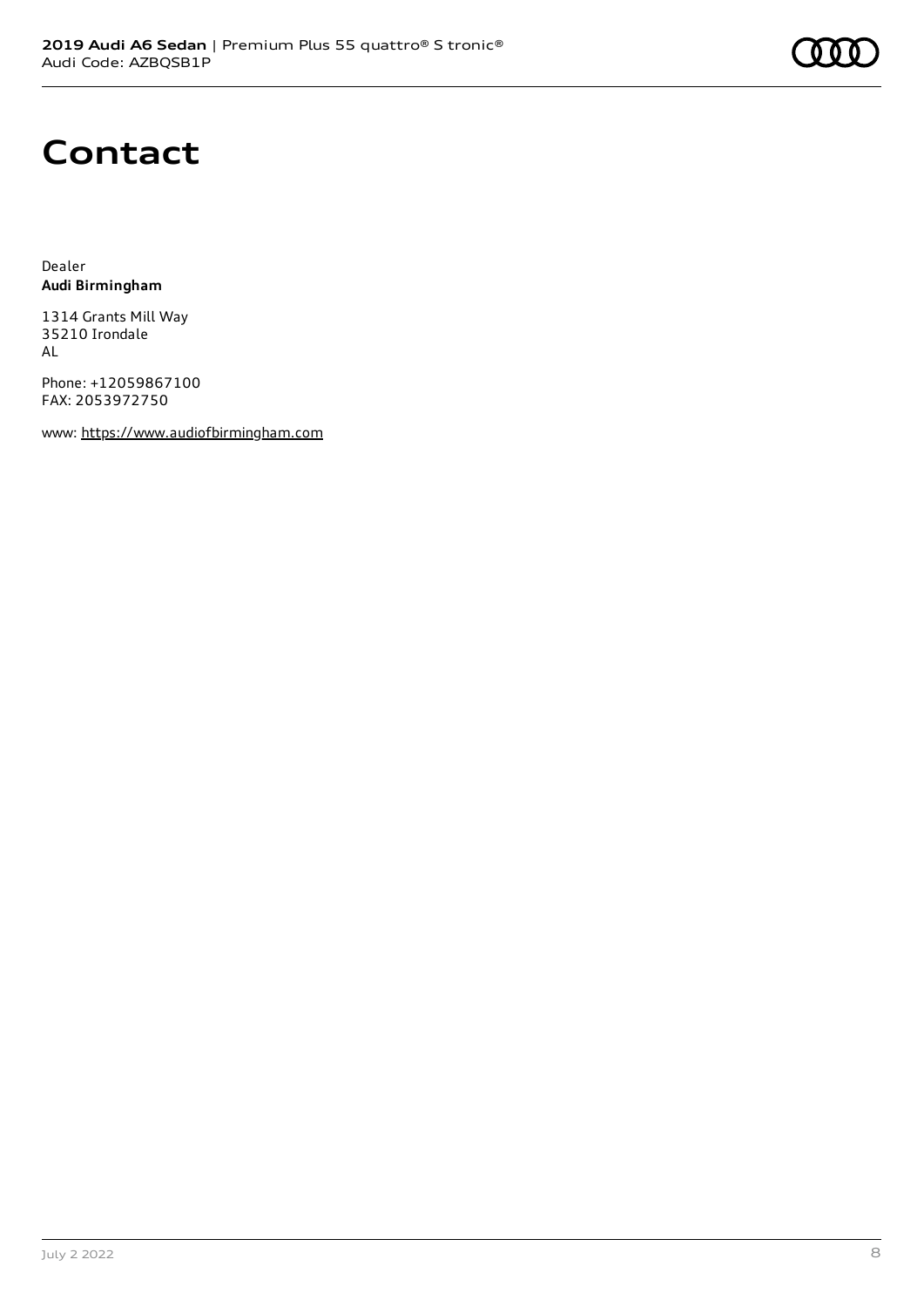# Contact

Dealer
**Audi Birmingham**

1314 Grants Mill Way
35210 Irondale
AL

Phone: +12059867100
FAX: 2053972750

www: https://www.audiofbirmingham.com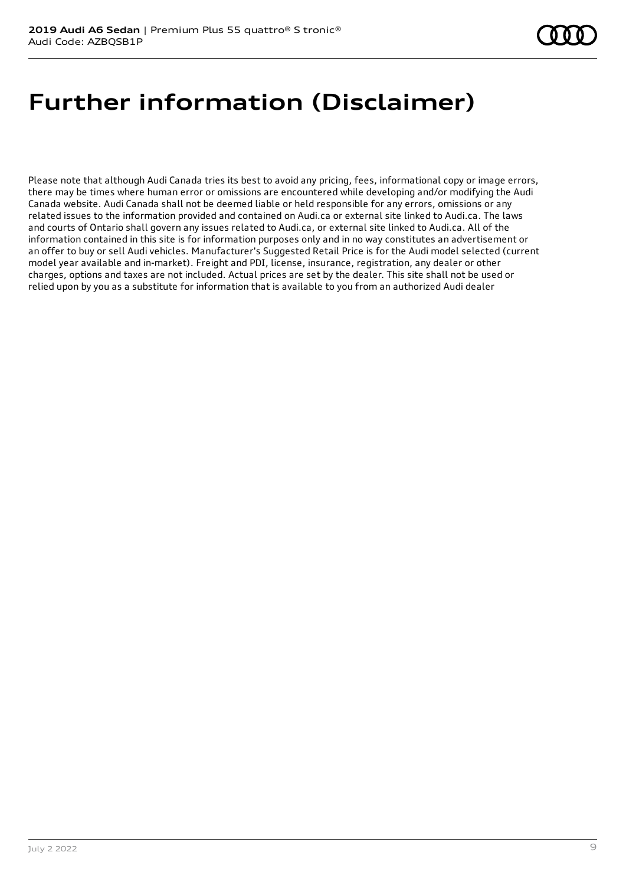# Further information (Disclaimer)

Please note that although Audi Canada tries its best to avoid any pricing, fees, informational copy or image errors, there may be times where human error or omissions are encountered while developing and/or modifying the Audi Canada website. Audi Canada shall not be deemed liable or held responsible for any errors, omissions or any related issues to the information provided and contained on Audi.ca or external site linked to Audi.ca. The laws and courts of Ontario shall govern any issues related to Audi.ca, or external site linked to Audi.ca. All of the information contained in this site is for information purposes only and in no way constitutes an advertisement or an offer to buy or sell Audi vehicles. Manufacturer's Suggested Retail Price is for the Audi model selected (current model year available and in-market). Freight and PDI, license, insurance, registration, any dealer or other charges, options and taxes are not included. Actual prices are set by the dealer. This site shall not be used or relied upon by you as a substitute for information that is available to you from an authorized Audi dealer